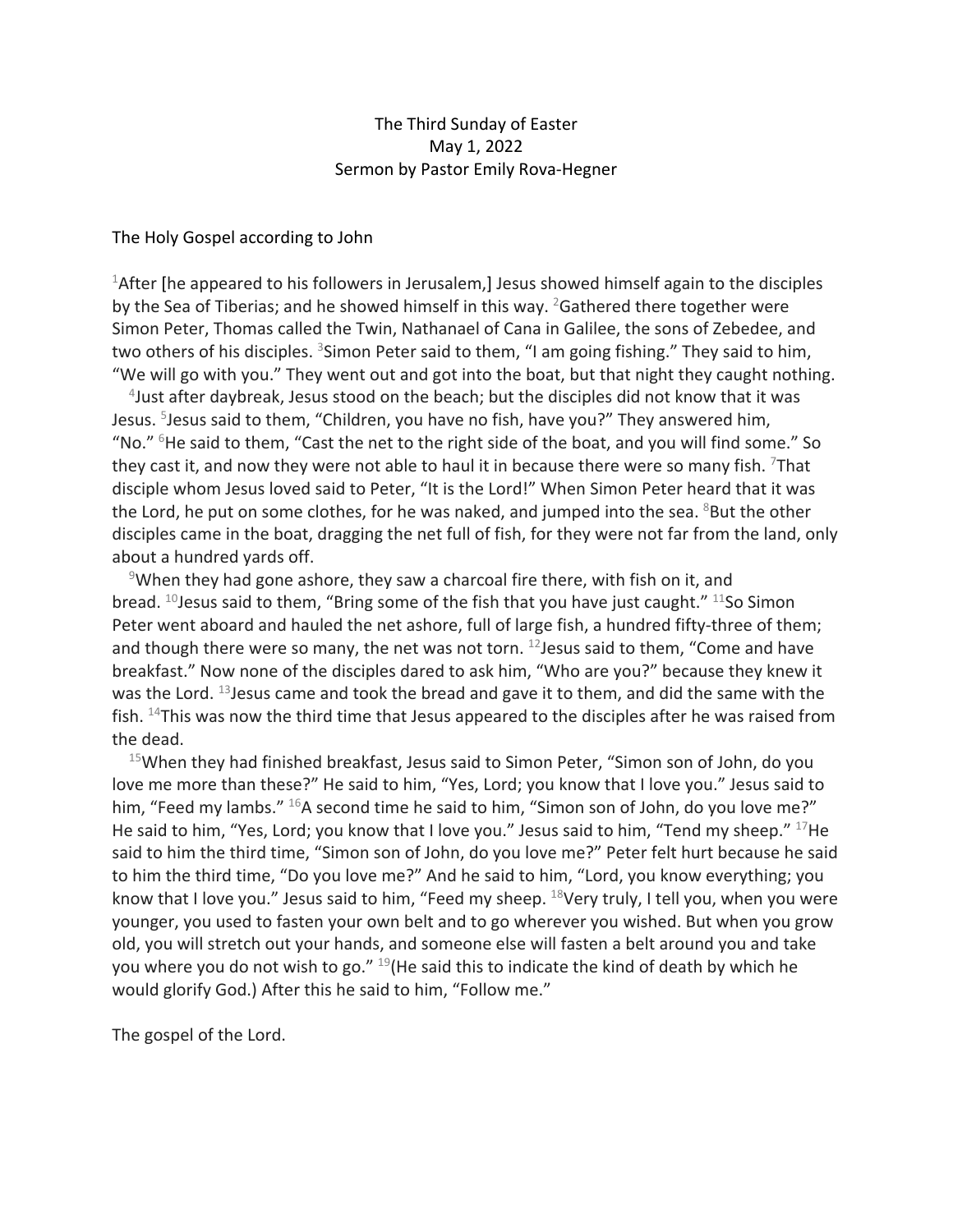# The Third Sunday of Easter
## May 1, 2022
## Sermon by Pastor Emily Rova-Hegner

The Holy Gospel according to John

[1]After [he appeared to his followers in Jerusalem,] Jesus showed himself again to the disciples by the Sea of Tiberias; and he showed himself in this way. [2]Gathered there together were Simon Peter, Thomas called the Twin, Nathanael of Cana in Galilee, the sons of Zebedee, and two others of his disciples. [3]Simon Peter said to them, "I am going fishing." They said to him, "We will go with you." They went out and got into the boat, but that night they caught nothing.

[4]Just after daybreak, Jesus stood on the beach; but the disciples did not know that it was Jesus. [5]Jesus said to them, "Children, you have no fish, have you?" They answered him, "No." [6]He said to them, "Cast the net to the right side of the boat, and you will find some." So they cast it, and now they were not able to haul it in because there were so many fish. [7]That disciple whom Jesus loved said to Peter, "It is the Lord!" When Simon Peter heard that it was the Lord, he put on some clothes, for he was naked, and jumped into the sea. [8]But the other disciples came in the boat, dragging the net full of fish, for they were not far from the land, only about a hundred yards off.

[9]When they had gone ashore, they saw a charcoal fire there, with fish on it, and bread. [10]Jesus said to them, "Bring some of the fish that you have just caught." [11]So Simon Peter went aboard and hauled the net ashore, full of large fish, a hundred fifty-three of them; and though there were so many, the net was not torn. [12]Jesus said to them, "Come and have breakfast." Now none of the disciples dared to ask him, "Who are you?" because they knew it was the Lord. [13]Jesus came and took the bread and gave it to them, and did the same with the fish. [14]This was now the third time that Jesus appeared to the disciples after he was raised from the dead.

[15]When they had finished breakfast, Jesus said to Simon Peter, "Simon son of John, do you love me more than these?" He said to him, "Yes, Lord; you know that I love you." Jesus said to him, "Feed my lambs." [16]A second time he said to him, "Simon son of John, do you love me?" He said to him, "Yes, Lord; you know that I love you." Jesus said to him, "Tend my sheep." [17]He said to him the third time, "Simon son of John, do you love me?" Peter felt hurt because he said to him the third time, "Do you love me?" And he said to him, "Lord, you know everything; you know that I love you." Jesus said to him, "Feed my sheep. [18]Very truly, I tell you, when you were younger, you used to fasten your own belt and to go wherever you wished. But when you grow old, you will stretch out your hands, and someone else will fasten a belt around you and take you where you do not wish to go." [19](He said this to indicate the kind of death by which he would glorify God.) After this he said to him, "Follow me."

The gospel of the Lord.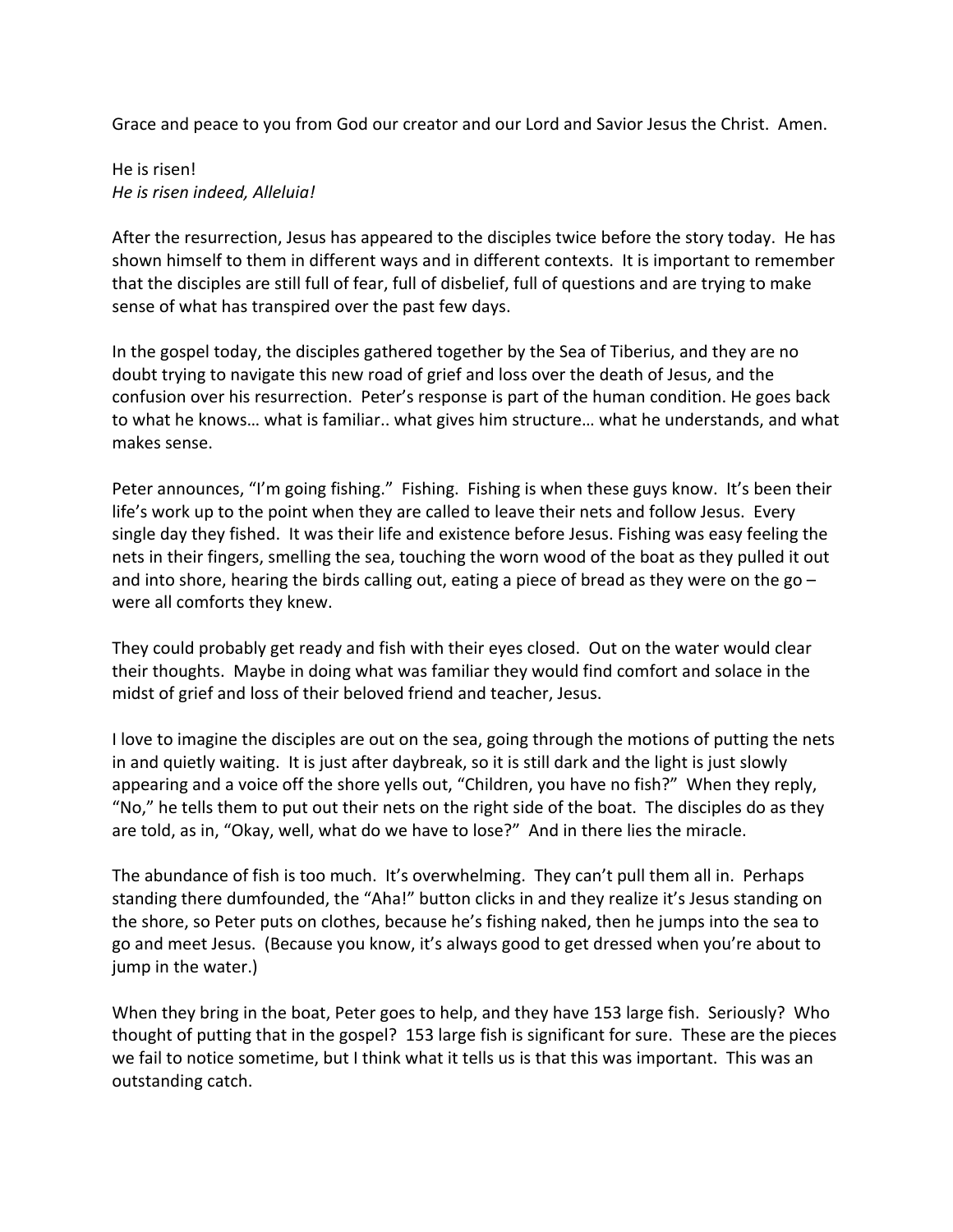Grace and peace to you from God our creator and our Lord and Savior Jesus the Christ. Amen.

He is risen!
*He is risen indeed, Alleluia!*

After the resurrection, Jesus has appeared to the disciples twice before the story today. He has shown himself to them in different ways and in different contexts. It is important to remember that the disciples are still full of fear, full of disbelief, full of questions and are trying to make sense of what has transpired over the past few days.

In the gospel today, the disciples gathered together by the Sea of Tiberius, and they are no doubt trying to navigate this new road of grief and loss over the death of Jesus, and the confusion over his resurrection. Peter's response is part of the human condition. He goes back to what he knows… what is familiar.. what gives him structure… what he understands, and what makes sense.

Peter announces, "I'm going fishing." Fishing. Fishing is when these guys know. It's been their life's work up to the point when they are called to leave their nets and follow Jesus. Every single day they fished. It was their life and existence before Jesus. Fishing was easy feeling the nets in their fingers, smelling the sea, touching the worn wood of the boat as they pulled it out and into shore, hearing the birds calling out, eating a piece of bread as they were on the go – were all comforts they knew.

They could probably get ready and fish with their eyes closed. Out on the water would clear their thoughts. Maybe in doing what was familiar they would find comfort and solace in the midst of grief and loss of their beloved friend and teacher, Jesus.

I love to imagine the disciples are out on the sea, going through the motions of putting the nets in and quietly waiting. It is just after daybreak, so it is still dark and the light is just slowly appearing and a voice off the shore yells out, "Children, you have no fish?" When they reply, "No," he tells them to put out their nets on the right side of the boat. The disciples do as they are told, as in, "Okay, well, what do we have to lose?" And in there lies the miracle.

The abundance of fish is too much. It's overwhelming. They can't pull them all in. Perhaps standing there dumfounded, the "Aha!" button clicks in and they realize it's Jesus standing on the shore, so Peter puts on clothes, because he's fishing naked, then he jumps into the sea to go and meet Jesus. (Because you know, it's always good to get dressed when you're about to jump in the water.)

When they bring in the boat, Peter goes to help, and they have 153 large fish. Seriously? Who thought of putting that in the gospel? 153 large fish is significant for sure. These are the pieces we fail to notice sometime, but I think what it tells us is that this was important. This was an outstanding catch.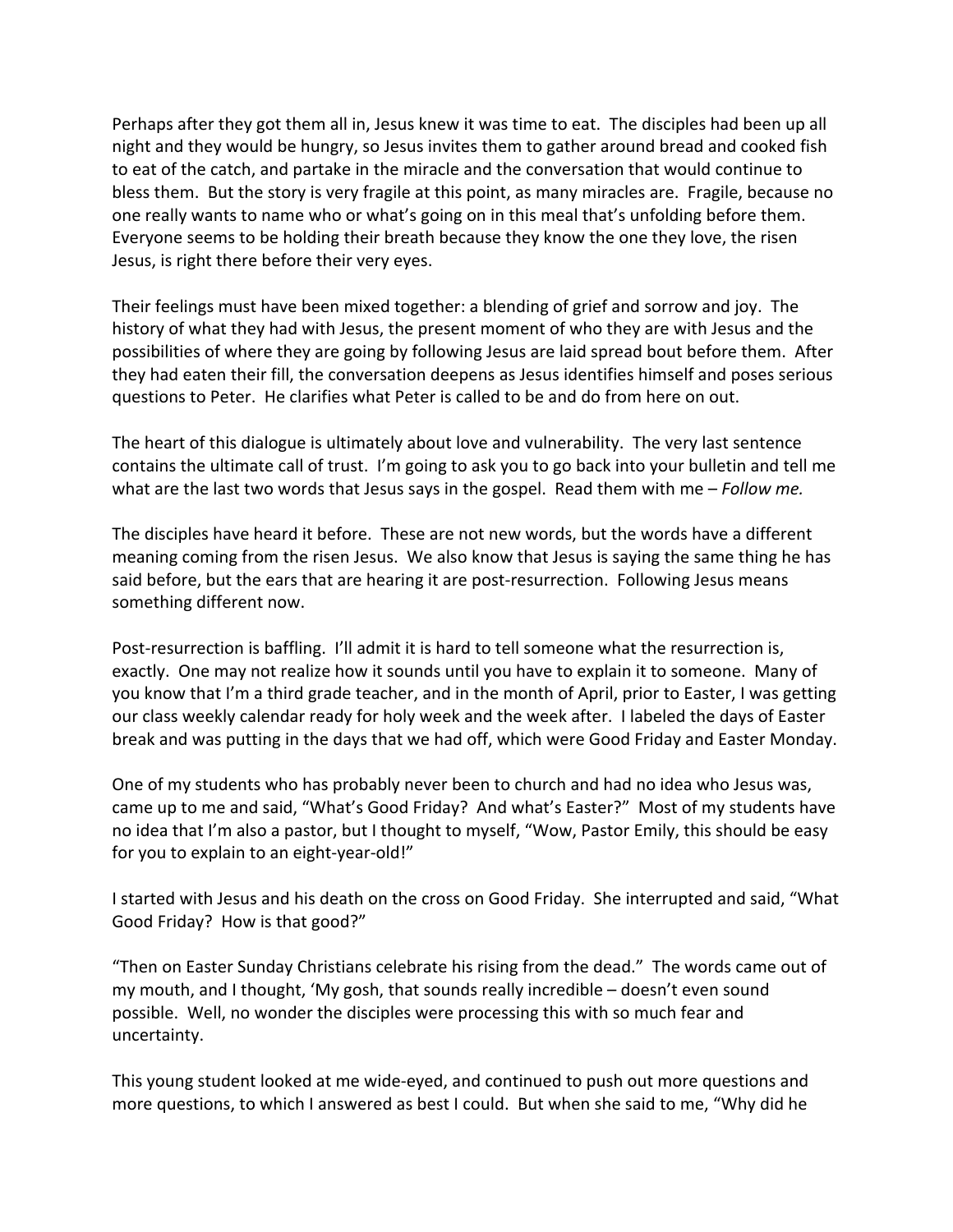Perhaps after they got them all in, Jesus knew it was time to eat. The disciples had been up all night and they would be hungry, so Jesus invites them to gather around bread and cooked fish to eat of the catch, and partake in the miracle and the conversation that would continue to bless them. But the story is very fragile at this point, as many miracles are. Fragile, because no one really wants to name who or what's going on in this meal that's unfolding before them. Everyone seems to be holding their breath because they know the one they love, the risen Jesus, is right there before their very eyes.

Their feelings must have been mixed together: a blending of grief and sorrow and joy. The history of what they had with Jesus, the present moment of who they are with Jesus and the possibilities of where they are going by following Jesus are laid spread bout before them. After they had eaten their fill, the conversation deepens as Jesus identifies himself and poses serious questions to Peter. He clarifies what Peter is called to be and do from here on out.

The heart of this dialogue is ultimately about love and vulnerability. The very last sentence contains the ultimate call of trust. I'm going to ask you to go back into your bulletin and tell me what are the last two words that Jesus says in the gospel. Read them with me – *Follow me.*

The disciples have heard it before. These are not new words, but the words have a different meaning coming from the risen Jesus. We also know that Jesus is saying the same thing he has said before, but the ears that are hearing it are post-resurrection. Following Jesus means something different now.

Post-resurrection is baffling. I'll admit it is hard to tell someone what the resurrection is, exactly. One may not realize how it sounds until you have to explain it to someone. Many of you know that I'm a third grade teacher, and in the month of April, prior to Easter, I was getting our class weekly calendar ready for holy week and the week after. I labeled the days of Easter break and was putting in the days that we had off, which were Good Friday and Easter Monday.

One of my students who has probably never been to church and had no idea who Jesus was, came up to me and said, "What's Good Friday? And what's Easter?" Most of my students have no idea that I'm also a pastor, but I thought to myself, "Wow, Pastor Emily, this should be easy for you to explain to an eight-year-old!"

I started with Jesus and his death on the cross on Good Friday. She interrupted and said, "What Good Friday? How is that good?"

"Then on Easter Sunday Christians celebrate his rising from the dead." The words came out of my mouth, and I thought, 'My gosh, that sounds really incredible – doesn't even sound possible. Well, no wonder the disciples were processing this with so much fear and uncertainty.

This young student looked at me wide-eyed, and continued to push out more questions and more questions, to which I answered as best I could. But when she said to me, "Why did he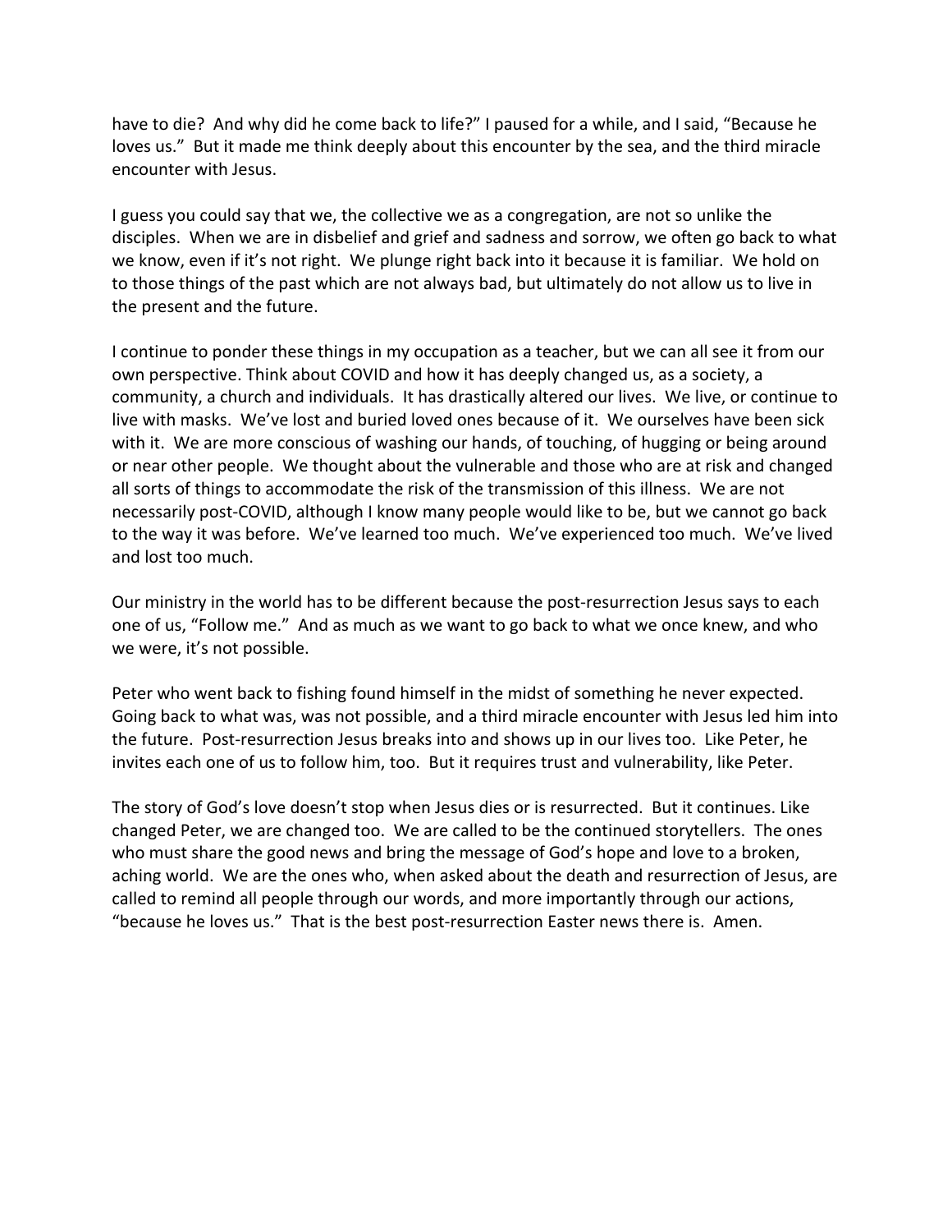have to die? And why did he come back to life?" I paused for a while, and I said, "Because he loves us." But it made me think deeply about this encounter by the sea, and the third miracle encounter with Jesus.

I guess you could say that we, the collective we as a congregation, are not so unlike the disciples. When we are in disbelief and grief and sadness and sorrow, we often go back to what we know, even if it's not right. We plunge right back into it because it is familiar. We hold on to those things of the past which are not always bad, but ultimately do not allow us to live in the present and the future.

I continue to ponder these things in my occupation as a teacher, but we can all see it from our own perspective. Think about COVID and how it has deeply changed us, as a society, a community, a church and individuals. It has drastically altered our lives. We live, or continue to live with masks. We've lost and buried loved ones because of it. We ourselves have been sick with it. We are more conscious of washing our hands, of touching, of hugging or being around or near other people. We thought about the vulnerable and those who are at risk and changed all sorts of things to accommodate the risk of the transmission of this illness. We are not necessarily post-COVID, although I know many people would like to be, but we cannot go back to the way it was before. We've learned too much. We've experienced too much. We've lived and lost too much.

Our ministry in the world has to be different because the post-resurrection Jesus says to each one of us, "Follow me." And as much as we want to go back to what we once knew, and who we were, it's not possible.

Peter who went back to fishing found himself in the midst of something he never expected. Going back to what was, was not possible, and a third miracle encounter with Jesus led him into the future. Post-resurrection Jesus breaks into and shows up in our lives too. Like Peter, he invites each one of us to follow him, too. But it requires trust and vulnerability, like Peter.

The story of God's love doesn't stop when Jesus dies or is resurrected. But it continues. Like changed Peter, we are changed too. We are called to be the continued storytellers. The ones who must share the good news and bring the message of God's hope and love to a broken, aching world. We are the ones who, when asked about the death and resurrection of Jesus, are called to remind all people through our words, and more importantly through our actions, "because he loves us." That is the best post-resurrection Easter news there is. Amen.